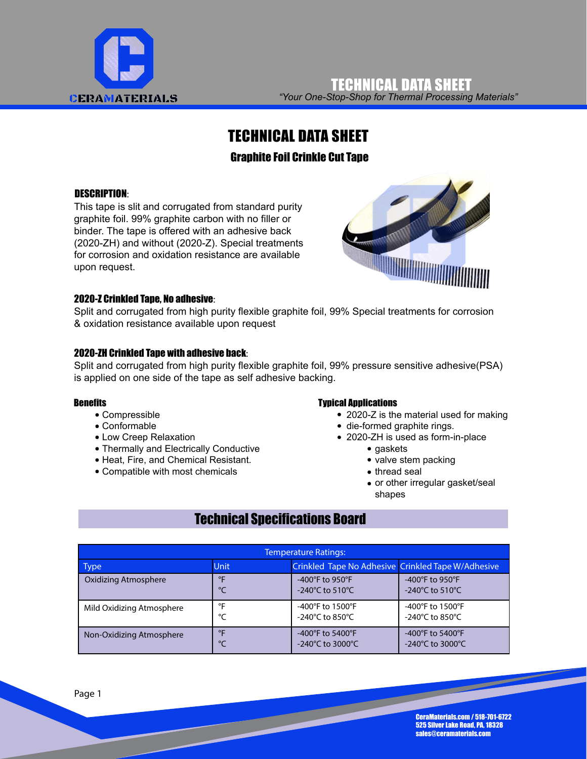# TECHNICAL DATA SHEET

## Graphite Foil Crinkle Cut Tape

**DESCRIPTION**:

This tape is slit and corrugated from standard purity graphite foil. 99% graphite carbon with no filler or binder. The tape is offered with an adhesive back (2020-ZH) and without (2020-Z). Special treatments for corrosion and oxidation resistance are available upon request.

**2020-Z Crinkled Tape, No adhesive**:

Split and corrugated from high purity flexible graphite foil, 99% Special treatments for corrosion & oxidation resistance available upon request

**2020-ZH Crinkled Tape with adhesive back**:

Split and corrugated from high purity flexible graphite foil, 99% pressure sensitive adhesive(PSA) is applied on one side of the tape as self adhesive backing.

**Benefits**

- Compressible
- Conformable
- Low Creep Relaxation
- Thermally and Electrically Conductive
- Heat, Fire, and Chemical Resistant.
- Compatible with most chemicals

**Typical Applications**

- 2020-Z is the material used for making
- die-formed graphite rings.
- 2020-ZH is used as form-in-place
  - gaskets
  - valve stem packing
  - thread seal
  - or other irregular gasket/seal shapes

## Technical Specifications Board

| Temperature Ratings: | | | |
|---|---|---|---|
| Type | Unit | Crinkled Tape No Adhesive | Crinkled Tape W/Adhesive |
| Oxidizing Atmosphere | °F<br>°C | -400°F to 950°F<br>-240°C to 510°C | -400°F to 950°F<br>-240°C to 510°C |
| Mild Oxidizing Atmosphere | °F<br>°C | -400°F to 1500°F<br>-240°C to 850°C | -400°F to 1500°F<br>-240°C to 850°C |
| Non-Oxidizing Atmosphere | °F<br>°C | -400°F to 5400°F<br>-240°C to 3000°C | -400°F to 5400°F<br>-240°C to 3000°C |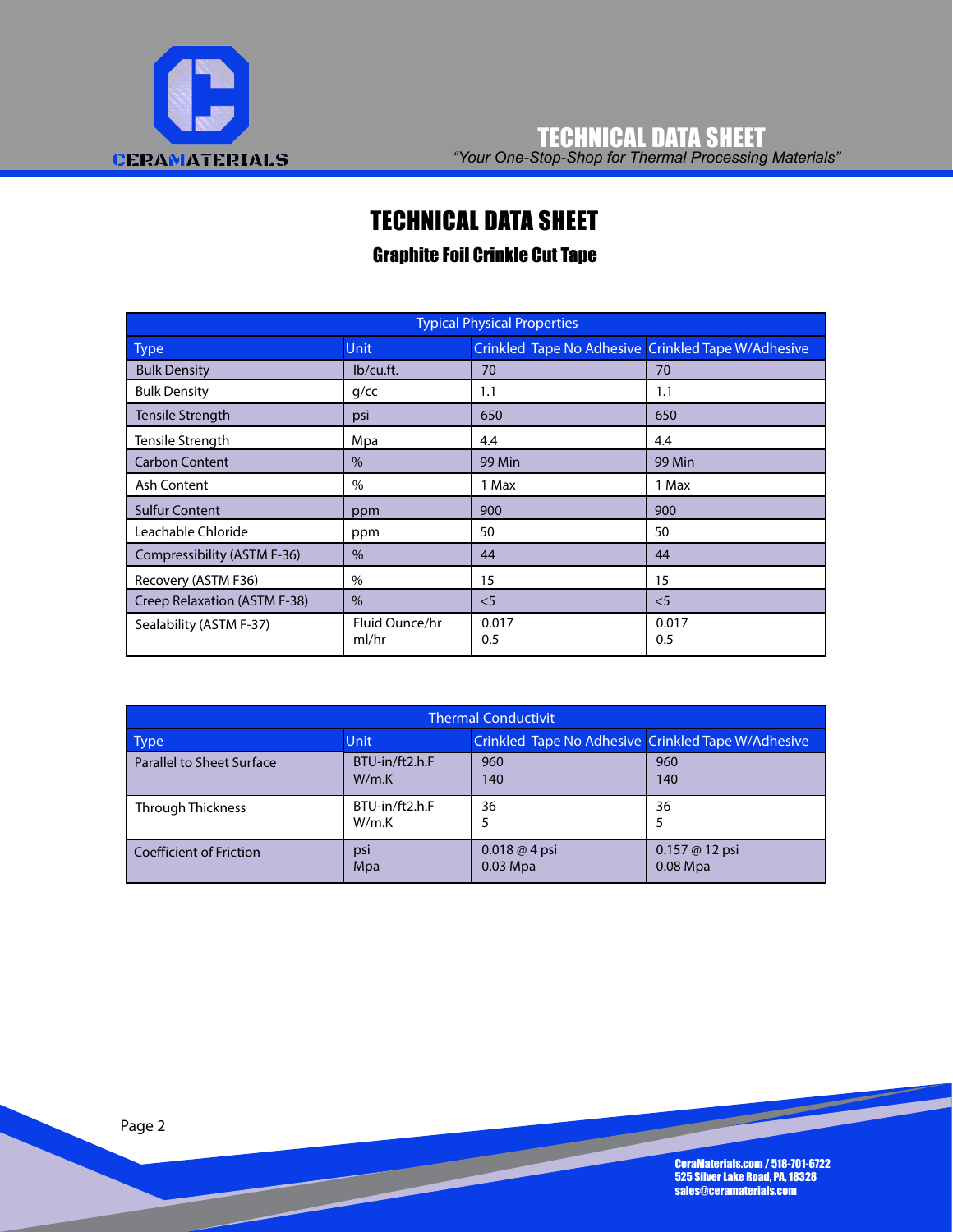# TECHNICAL DATA SHEET

## Graphite Foil Crinkle Cut Tape

| Typical Physical Properties | | | |
|---|---|---|---|
| Type | Unit | Crinkled Tape No Adhesive | Crinkled Tape W/Adhesive |
| Bulk Density | lb/cu.ft. | 70 | 70 |
| Bulk Density | g/cc | 1.1 | 1.1 |
| Tensile Strength | psi | 650 | 650 |
| Tensile Strength | Mpa | 4.4 | 4.4 |
| Carbon Content | % | 99 Min | 99 Min |
| Ash Content | % | 1 Max | 1 Max |
| Sulfur Content | ppm | 900 | 900 |
| Leachable Chloride | ppm | 50 | 50 |
| Compressibility (ASTM F-36) | % | 44 | 44 |
| Recovery (ASTM F36) | % | 15 | 15 |
| Creep Relaxation (ASTM F-38) | % | <5 | <5 |
| Sealability (ASTM F-37) | Fluid Ounce/hr<br>ml/hr | 0.017<br>0.5 | 0.017<br>0.5 |

| Thermal Conductivit | | | |
|---|---|---|---|
| Type | Unit | Crinkled Tape No Adhesive | Crinkled Tape W/Adhesive |
| Parallel to Sheet Surface | BTU-in/ft2.h.F<br>W/m.K | 960<br>140 | 960<br>140 |
| Through Thickness | BTU-in/ft2.h.F<br>W/m.K | 36<br>5 | 36<br>5 |
| Coefficient of Friction | psi<br>Mpa | 0.018 @ 4 psi<br>0.03 Mpa | 0.157 @ 12 psi<br>0.08 Mpa |